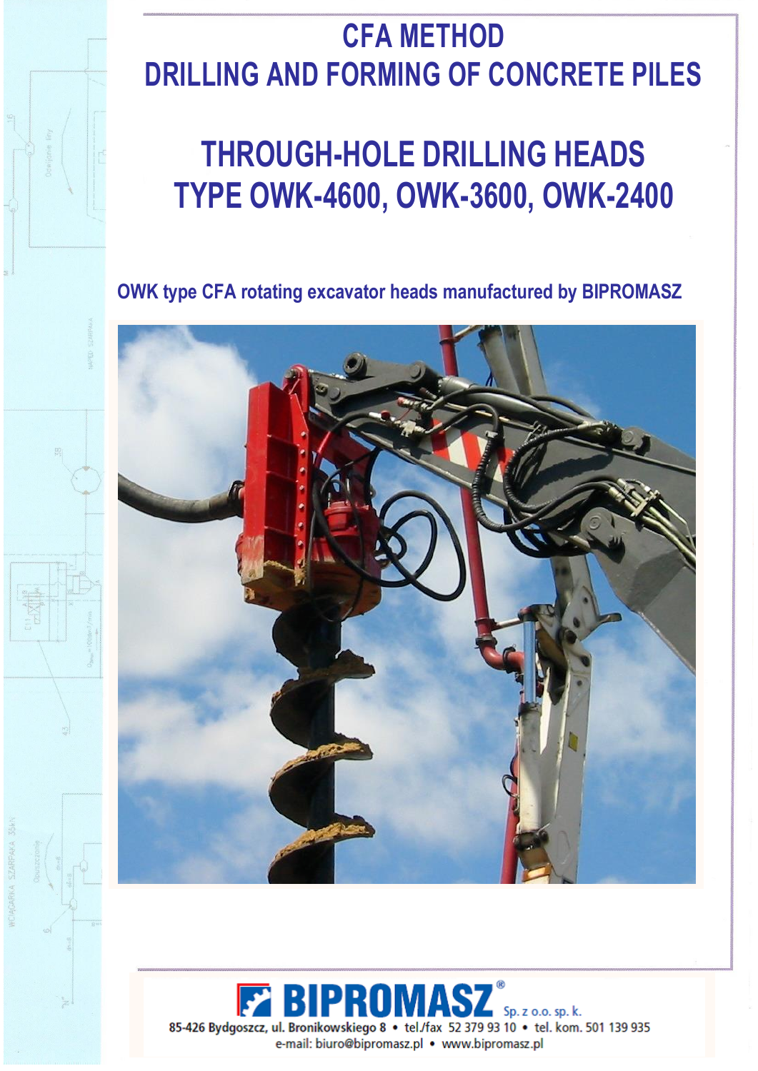# CFA METHOD
# DRILLING AND FORMING OF CONCRETE PILES

# THROUGH-HOLE DRILLING HEADS
# TYPE OWK-4600, OWK-3600, OWK-2400

**OWK type CFA rotating excavator heads manufactured by BIPROMASZ**

**BIPROMASZ®** Sp. z o.o. sp. k.

85-426 Bydgoszcz, ul. Bronikowskiego 8 • tel./fax 52 379 93 10 • tel. kom. 501 139 935

e-mail: biuro@bipromasz.pl • www.bipromasz.pl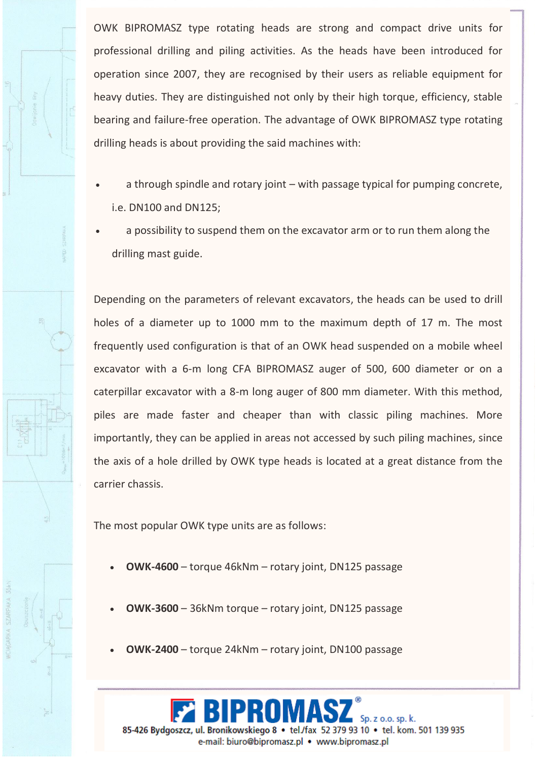OWK BIPROMASZ type rotating heads are strong and compact drive units for professional drilling and piling activities. As the heads have been introduced for operation since 2007, they are recognised by their users as reliable equipment for heavy duties. They are distinguished not only by their high torque, efficiency, stable bearing and failure-free operation. The advantage of OWK BIPROMASZ type rotating drilling heads is about providing the said machines with:

- a through spindle and rotary joint – with passage typical for pumping concrete, i.e. DN100 and DN125;
- a possibility to suspend them on the excavator arm or to run them along the drilling mast guide.

Depending on the parameters of relevant excavators, the heads can be used to drill holes of a diameter up to 1000 mm to the maximum depth of 17 m. The most frequently used configuration is that of an OWK head suspended on a mobile wheel excavator with a 6-m long CFA BIPROMASZ auger of 500, 600 diameter or on a caterpillar excavator with a 8-m long auger of 800 mm diameter. With this method, piles are made faster and cheaper than with classic piling machines. More importantly, they can be applied in areas not accessed by such piling machines, since the axis of a hole drilled by OWK type heads is located at a great distance from the carrier chassis.

The most popular OWK type units are as follows:

- **OWK-4600** – torque 46kNm – rotary joint, DN125 passage
- **OWK-3600** – 36kNm torque – rotary joint, DN125 passage
- **OWK-2400** – torque 24kNm – rotary joint, DN100 passage

BIPROMASZ Sp. z o.o. sp. k.
85-426 Bydgoszcz, ul. Bronikowskiego 8 • tel./fax 52 379 93 10 • tel. kom. 501 139 935
e-mail: biuro@bipromasz.pl • www.bipromasz.pl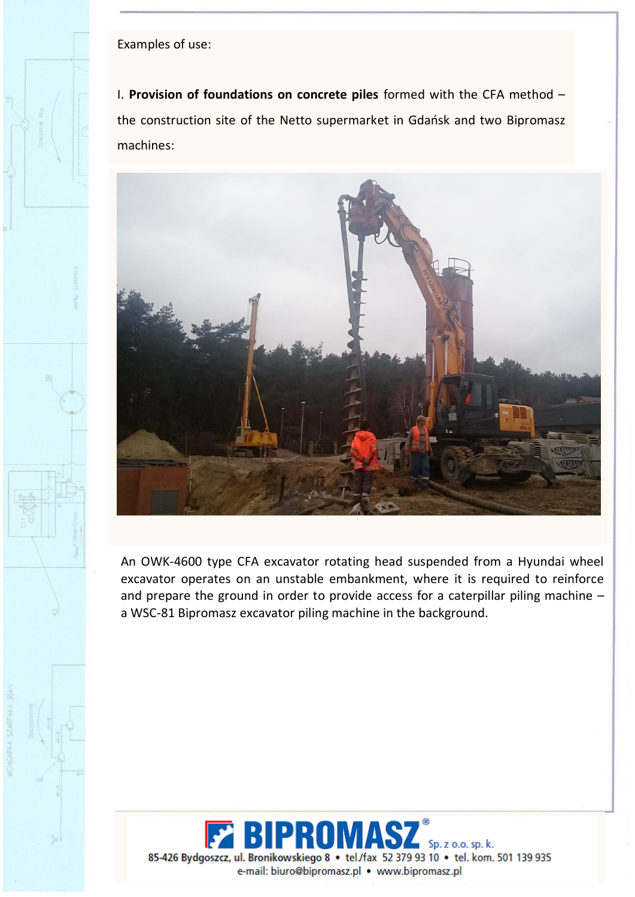Examples of use:

I. **Provision of foundations on concrete piles** formed with the CFA method – the construction site of the Netto supermarket in Gdańsk and two Bipromasz machines:

An OWK-4600 type CFA excavator rotating head suspended from a Hyundai wheel excavator operates on an unstable embankment, where it is required to reinforce and prepare the ground in order to provide access for a caterpillar piling machine – a WSC-81 Bipromasz excavator piling machine in the background.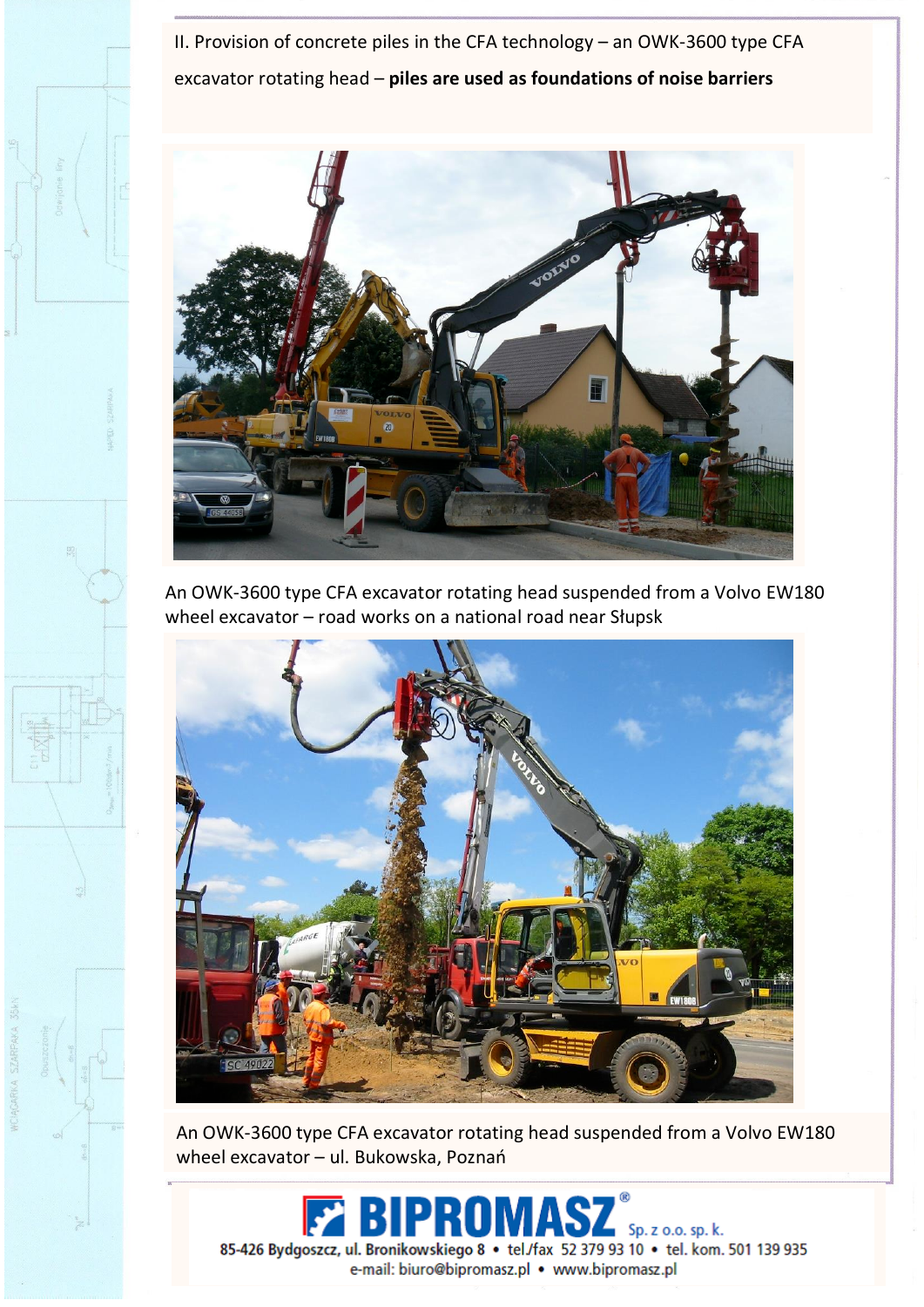II. Provision of concrete piles in the CFA technology – an OWK-3600 type CFA excavator rotating head – **piles are used as foundations of noise barriers**

An OWK-3600 type CFA excavator rotating head suspended from a Volvo EW180 wheel excavator – road works on a national road near Słupsk

An OWK-3600 type CFA excavator rotating head suspended from a Volvo EW180 wheel excavator – ul. Bukowska, Poznań

**BIPROMASZ**® Sp. z o.o. sp. k.
85-426 Bydgoszcz, ul. Bronikowskiego 8 • tel./fax 52 379 93 10 • tel. kom. 501 139 935
e-mail: biuro@bipromasz.pl • www.bipromasz.pl